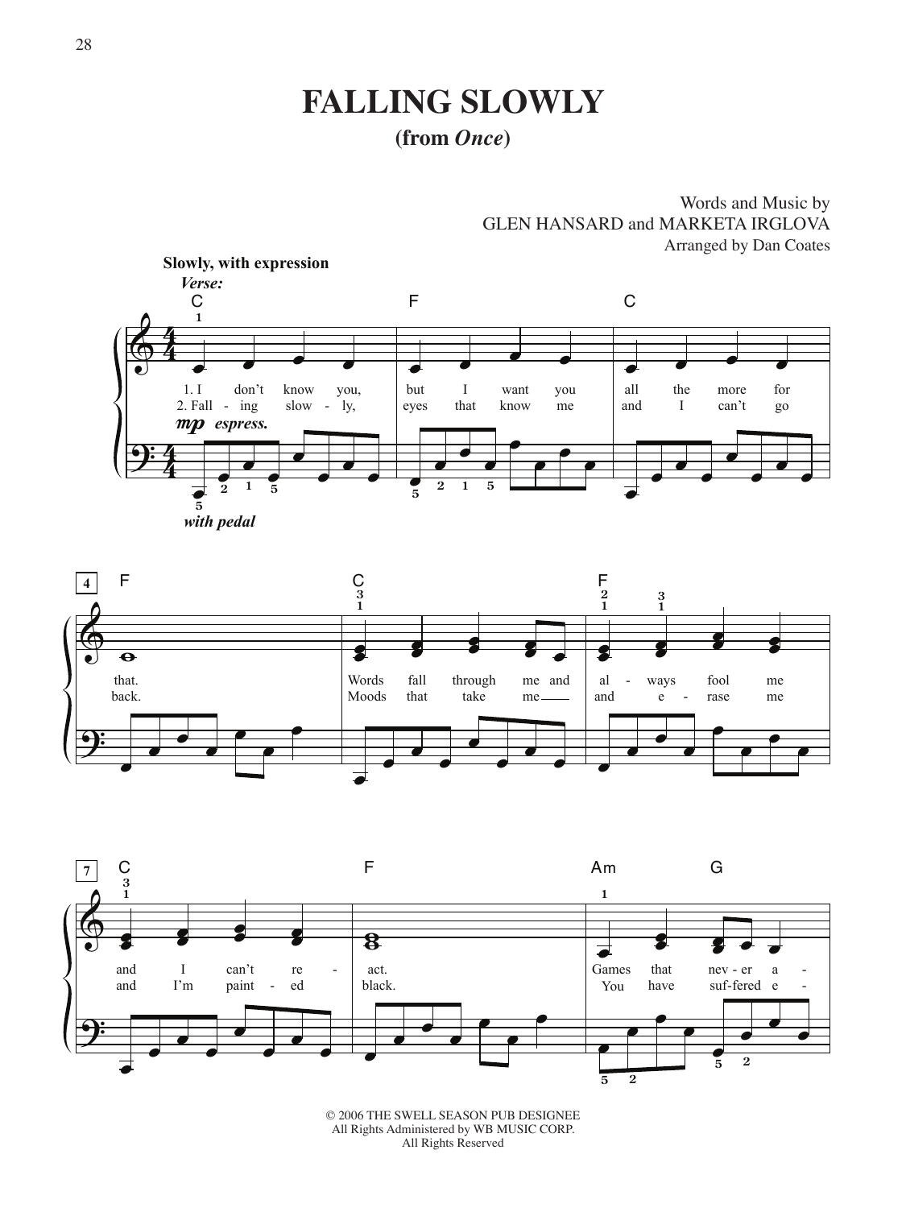# FALLING SLOWLY

**(from *Once*)**

Words and Music by
GLEN HANSARD and MARKETA IRGLOVA
Arranged by Dan Coates

**Slowly, with expression**

*Verse:*

© 2006 THE SWELL SEASON PUB DESIGNEE
All Rights Administered by WB MUSIC CORP.
All Rights Reserved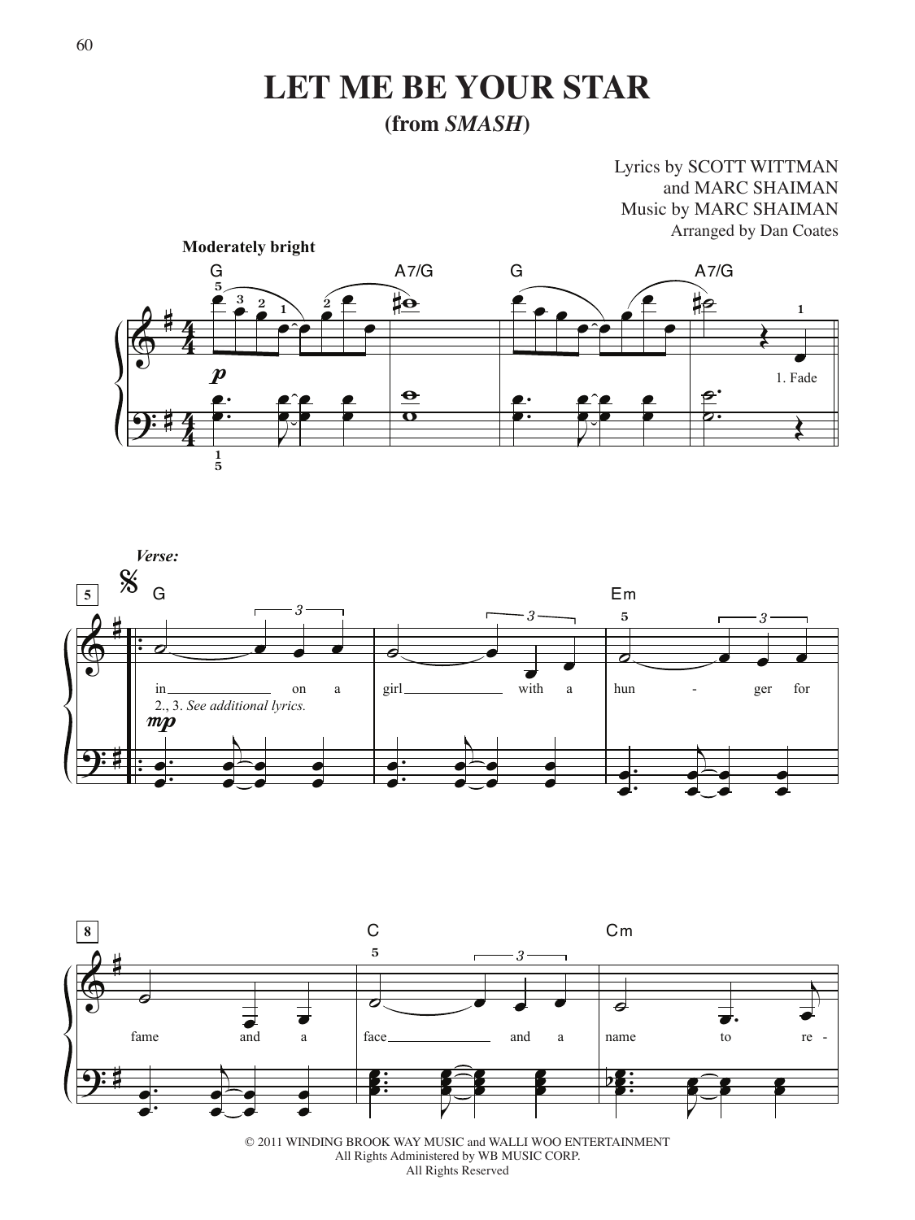# LET ME BE YOUR STAR

**(from *SMASH*)**

Lyrics by SCOTT WITTMAN
and MARC SHAIMAN
Music by MARC SHAIMAN
Arranged by Dan Coates

**Moderately bright**

G A7/G G A7/G

*p*

1\. Fade

*Verse:*

G Em

in on a girl with a hun - ger for

2., 3. *See additional lyrics.*

*mp*

C Cm

fame and a face and a name to re -

© 2011 WINDING BROOK WAY MUSIC and WALLI WOO ENTERTAINMENT
All Rights Administered by WB MUSIC CORP.
All Rights Reserved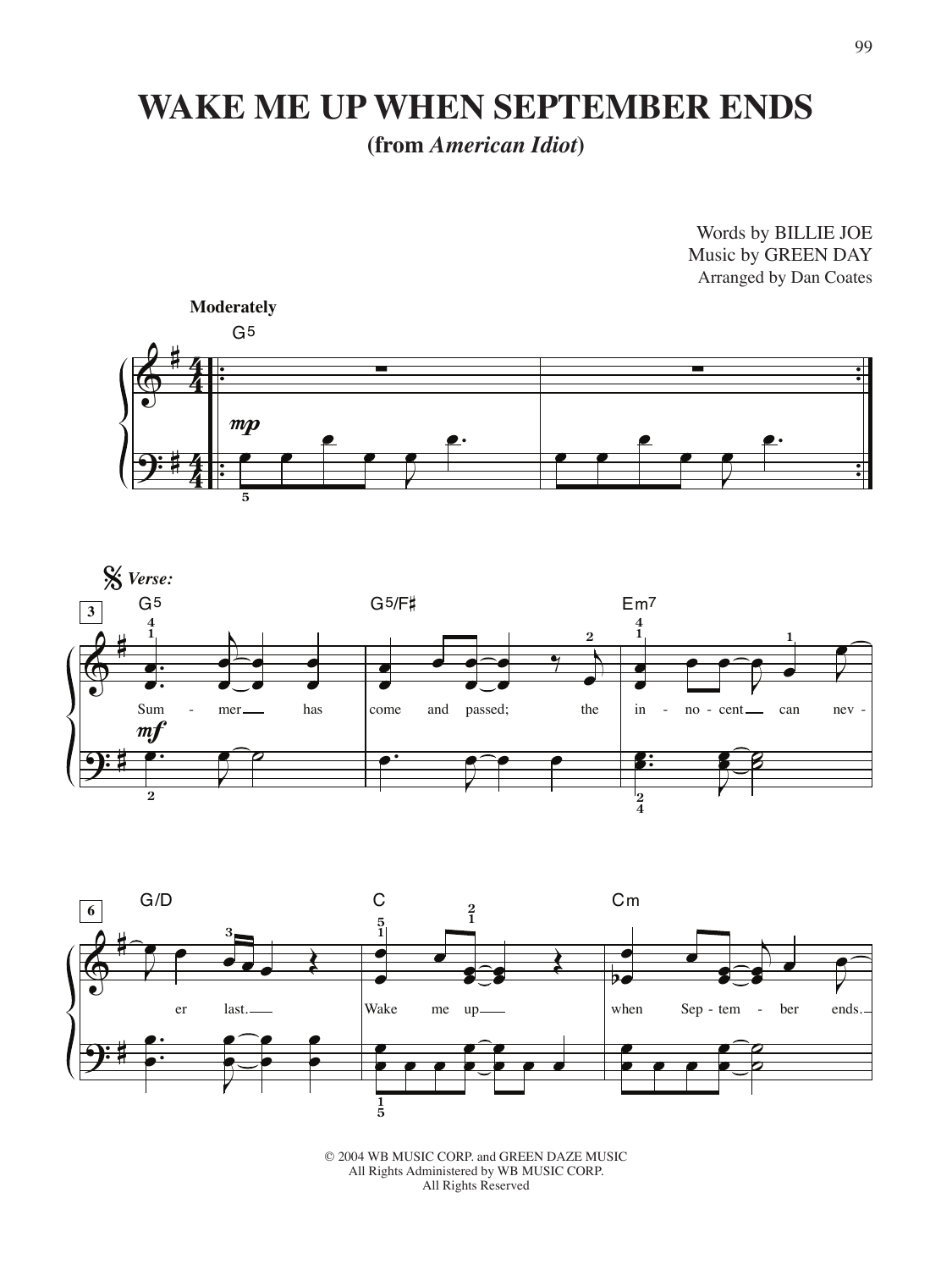# WAKE ME UP WHEN SEPTEMBER ENDS

**(from *American Idiot*)**

Words by BILLIE JOE
Music by GREEN DAY
Arranged by Dan Coates

**Moderately**

G5

*mp*

*Verse:*

G5 — G5/F♯ — Em7

*mf*

Sum - mer has come and passed; the in - no - cent can nev -

G/D — C — Cm

er last. Wake me up when Sep - tem - ber ends.

© 2004 WB MUSIC CORP. and GREEN DAZE MUSIC
All Rights Administered by WB MUSIC CORP.
All Rights Reserved